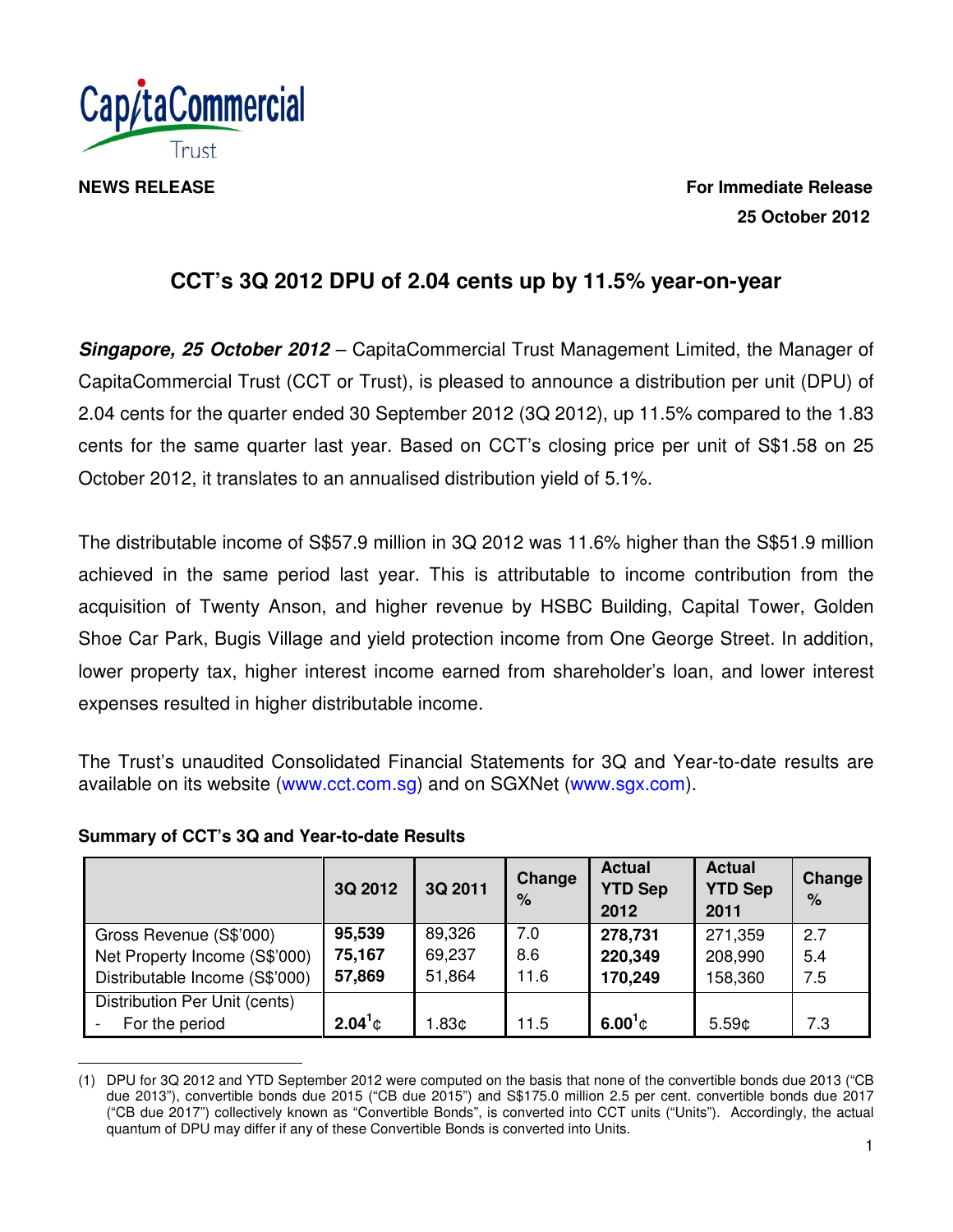CapitaCommercial Trust

**NEWS RELEASE**

**For Immediate Release**
**25 October 2012**

# CCT's 3Q 2012 DPU of 2.04 cents up by 11.5% year-on-year

***Singapore, 25 October 2012*** – CapitaCommercial Trust Management Limited, the Manager of CapitaCommercial Trust (CCT or Trust), is pleased to announce a distribution per unit (DPU) of 2.04 cents for the quarter ended 30 September 2012 (3Q 2012), up 11.5% compared to the 1.83 cents for the same quarter last year. Based on CCT's closing price per unit of S$1.58 on 25 October 2012, it translates to an annualised distribution yield of 5.1%.

The distributable income of S$57.9 million in 3Q 2012 was 11.6% higher than the S$51.9 million achieved in the same period last year. This is attributable to income contribution from the acquisition of Twenty Anson, and higher revenue by HSBC Building, Capital Tower, Golden Shoe Car Park, Bugis Village and yield protection income from One George Street. In addition, lower property tax, higher interest income earned from shareholder's loan, and lower interest expenses resulted in higher distributable income.

The Trust's unaudited Consolidated Financial Statements for 3Q and Year-to-date results are available on its website (www.cct.com.sg) and on SGXNet (www.sgx.com).

**Summary of CCT's 3Q and Year-to-date Results**

| | 3Q 2012 | 3Q 2011 | Change % | Actual YTD Sep 2012 | Actual YTD Sep 2011 | Change % |
|---|---|---|---|---|---|---|
| Gross Revenue (S$'000) | **95,539** | 89,326 | 7.0 | **278,731** | 271,359 | 2.7 |
| Net Property Income (S$'000) | **75,167** | 69,237 | 8.6 | **220,349** | 208,990 | 5.4 |
| Distributable Income (S$'000) | **57,869** | 51,864 | 11.6 | **170,249** | 158,360 | 7.5 |
| Distribution Per Unit (cents) | | | | | | |
| - For the period | **2.04**[1]**¢** | 1.83¢ | 11.5 | **6.00**[1]**¢** | 5.59¢ | 7.3 |

(1) DPU for 3Q 2012 and YTD September 2012 were computed on the basis that none of the convertible bonds due 2013 ("CB due 2013"), convertible bonds due 2015 ("CB due 2015") and S$175.0 million 2.5 per cent. convertible bonds due 2017 ("CB due 2017") collectively known as "Convertible Bonds", is converted into CCT units ("Units"). Accordingly, the actual quantum of DPU may differ if any of these Convertible Bonds is converted into Units.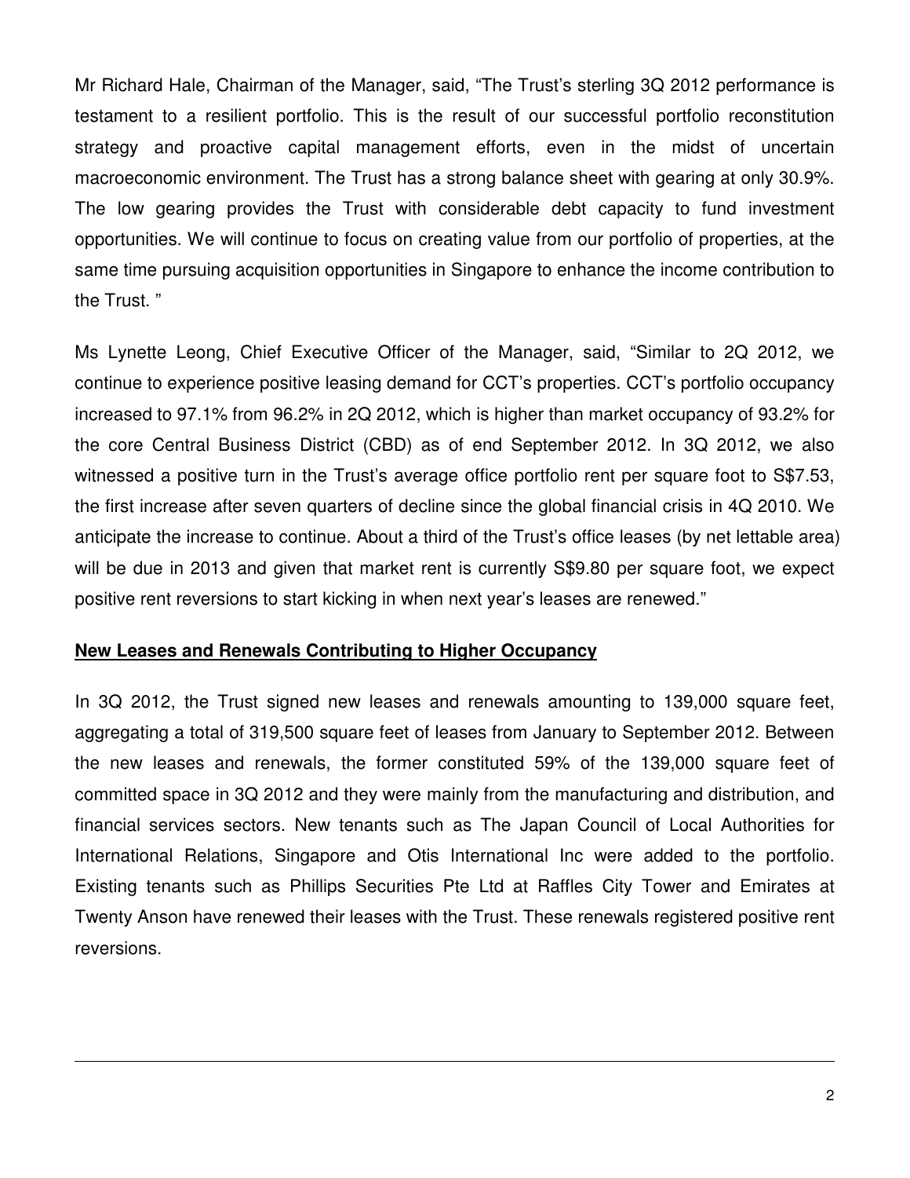Mr Richard Hale, Chairman of the Manager, said, “The Trust’s sterling 3Q 2012 performance is testament to a resilient portfolio. This is the result of our successful portfolio reconstitution strategy and proactive capital management efforts, even in the midst of uncertain macroeconomic environment. The Trust has a strong balance sheet with gearing at only 30.9%. The low gearing provides the Trust with considerable debt capacity to fund investment opportunities. We will continue to focus on creating value from our portfolio of properties, at the same time pursuing acquisition opportunities in Singapore to enhance the income contribution to the Trust. ”

Ms Lynette Leong, Chief Executive Officer of the Manager, said, “Similar to 2Q 2012, we continue to experience positive leasing demand for CCT’s properties. CCT’s portfolio occupancy increased to 97.1% from 96.2% in 2Q 2012, which is higher than market occupancy of 93.2% for the core Central Business District (CBD) as of end September 2012. In 3Q 2012, we also witnessed a positive turn in the Trust’s average office portfolio rent per square foot to S$7.53, the first increase after seven quarters of decline since the global financial crisis in 4Q 2010. We anticipate the increase to continue. About a third of the Trust’s office leases (by net lettable area) will be due in 2013 and given that market rent is currently S$9.80 per square foot, we expect positive rent reversions to start kicking in when next year’s leases are renewed.”

**New Leases and Renewals Contributing to Higher Occupancy**

In 3Q 2012, the Trust signed new leases and renewals amounting to 139,000 square feet, aggregating a total of 319,500 square feet of leases from January to September 2012. Between the new leases and renewals, the former constituted 59% of the 139,000 square feet of committed space in 3Q 2012 and they were mainly from the manufacturing and distribution, and financial services sectors. New tenants such as The Japan Council of Local Authorities for International Relations, Singapore and Otis International Inc were added to the portfolio. Existing tenants such as Phillips Securities Pte Ltd at Raffles City Tower and Emirates at Twenty Anson have renewed their leases with the Trust. These renewals registered positive rent reversions.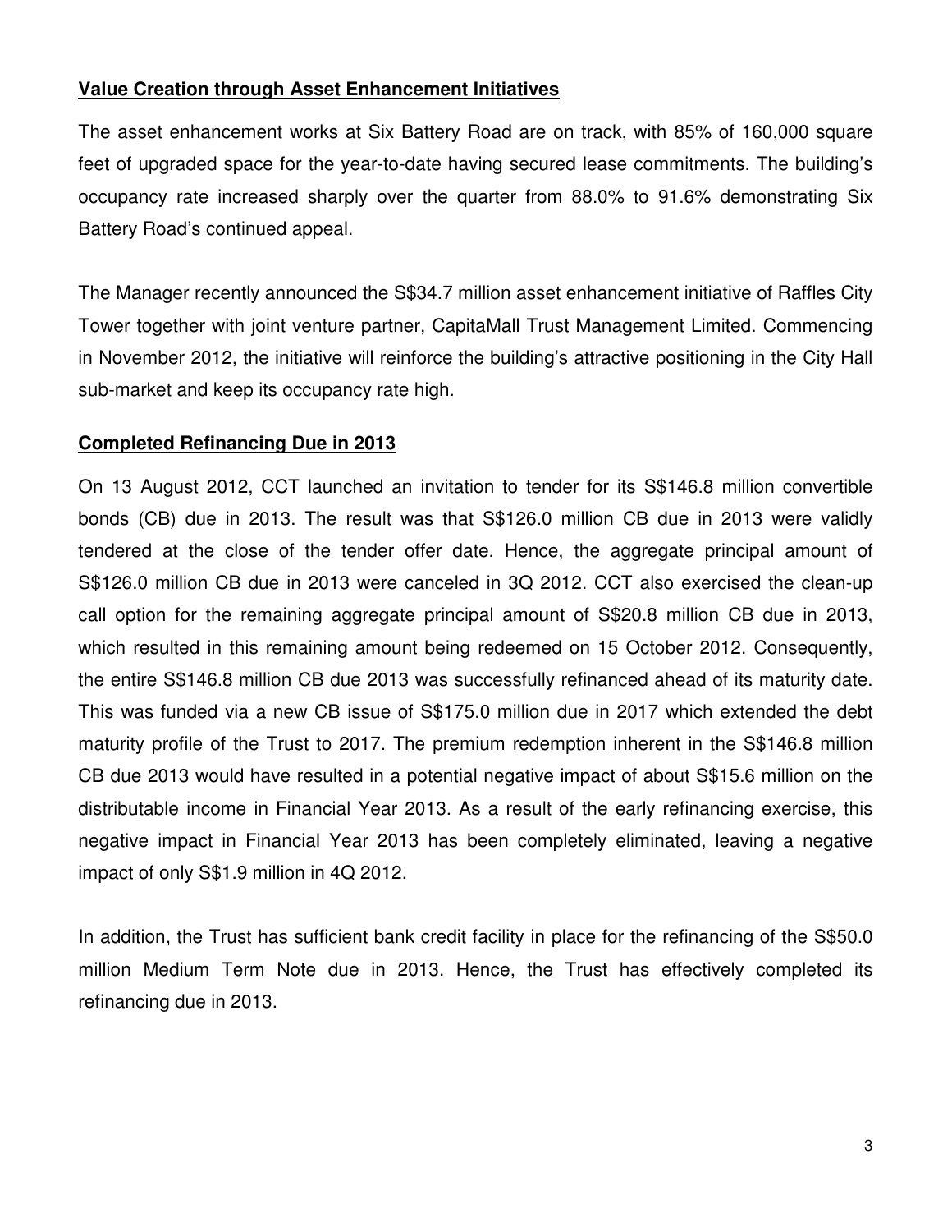**Value Creation through Asset Enhancement Initiatives**

The asset enhancement works at Six Battery Road are on track, with 85% of 160,000 square feet of upgraded space for the year-to-date having secured lease commitments. The building's occupancy rate increased sharply over the quarter from 88.0% to 91.6% demonstrating Six Battery Road's continued appeal.

The Manager recently announced the S$34.7 million asset enhancement initiative of Raffles City Tower together with joint venture partner, CapitaMall Trust Management Limited. Commencing in November 2012, the initiative will reinforce the building's attractive positioning in the City Hall sub-market and keep its occupancy rate high.

**Completed Refinancing Due in 2013**

On 13 August 2012, CCT launched an invitation to tender for its S$146.8 million convertible bonds (CB) due in 2013. The result was that S$126.0 million CB due in 2013 were validly tendered at the close of the tender offer date. Hence, the aggregate principal amount of S$126.0 million CB due in 2013 were canceled in 3Q 2012. CCT also exercised the clean-up call option for the remaining aggregate principal amount of S$20.8 million CB due in 2013, which resulted in this remaining amount being redeemed on 15 October 2012. Consequently, the entire S$146.8 million CB due 2013 was successfully refinanced ahead of its maturity date. This was funded via a new CB issue of S$175.0 million due in 2017 which extended the debt maturity profile of the Trust to 2017. The premium redemption inherent in the S$146.8 million CB due 2013 would have resulted in a potential negative impact of about S$15.6 million on the distributable income in Financial Year 2013. As a result of the early refinancing exercise, this negative impact in Financial Year 2013 has been completely eliminated, leaving a negative impact of only S$1.9 million in 4Q 2012.

In addition, the Trust has sufficient bank credit facility in place for the refinancing of the S$50.0 million Medium Term Note due in 2013. Hence, the Trust has effectively completed its refinancing due in 2013.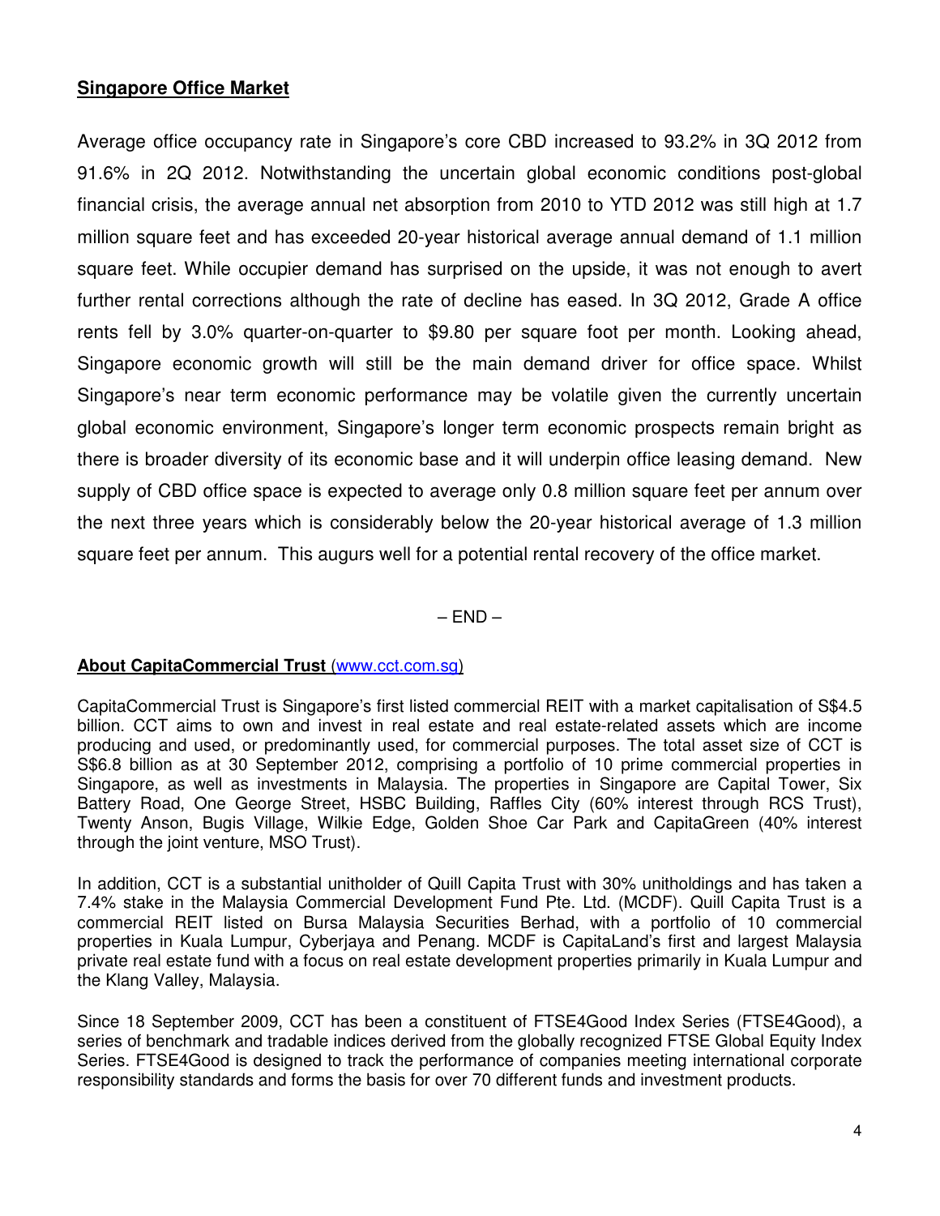**Singapore Office Market**

Average office occupancy rate in Singapore's core CBD increased to 93.2% in 3Q 2012 from 91.6% in 2Q 2012. Notwithstanding the uncertain global economic conditions post-global financial crisis, the average annual net absorption from 2010 to YTD 2012 was still high at 1.7 million square feet and has exceeded 20-year historical average annual demand of 1.1 million square feet. While occupier demand has surprised on the upside, it was not enough to avert further rental corrections although the rate of decline has eased. In 3Q 2012, Grade A office rents fell by 3.0% quarter-on-quarter to $9.80 per square foot per month. Looking ahead, Singapore economic growth will still be the main demand driver for office space. Whilst Singapore's near term economic performance may be volatile given the currently uncertain global economic environment, Singapore's longer term economic prospects remain bright as there is broader diversity of its economic base and it will underpin office leasing demand. New supply of CBD office space is expected to average only 0.8 million square feet per annum over the next three years which is considerably below the 20-year historical average of 1.3 million square feet per annum. This augurs well for a potential rental recovery of the office market.

– END –

**About CapitaCommercial Trust** (www.cct.com.sg)

CapitaCommercial Trust is Singapore's first listed commercial REIT with a market capitalisation of S$4.5 billion. CCT aims to own and invest in real estate and real estate-related assets which are income producing and used, or predominantly used, for commercial purposes. The total asset size of CCT is S$6.8 billion as at 30 September 2012, comprising a portfolio of 10 prime commercial properties in Singapore, as well as investments in Malaysia. The properties in Singapore are Capital Tower, Six Battery Road, One George Street, HSBC Building, Raffles City (60% interest through RCS Trust), Twenty Anson, Bugis Village, Wilkie Edge, Golden Shoe Car Park and CapitaGreen (40% interest through the joint venture, MSO Trust).

In addition, CCT is a substantial unitholder of Quill Capita Trust with 30% unitholdings and has taken a 7.4% stake in the Malaysia Commercial Development Fund Pte. Ltd. (MCDF). Quill Capita Trust is a commercial REIT listed on Bursa Malaysia Securities Berhad, with a portfolio of 10 commercial properties in Kuala Lumpur, Cyberjaya and Penang. MCDF is CapitaLand's first and largest Malaysia private real estate fund with a focus on real estate development properties primarily in Kuala Lumpur and the Klang Valley, Malaysia.

Since 18 September 2009, CCT has been a constituent of FTSE4Good Index Series (FTSE4Good), a series of benchmark and tradable indices derived from the globally recognized FTSE Global Equity Index Series. FTSE4Good is designed to track the performance of companies meeting international corporate responsibility standards and forms the basis for over 70 different funds and investment products.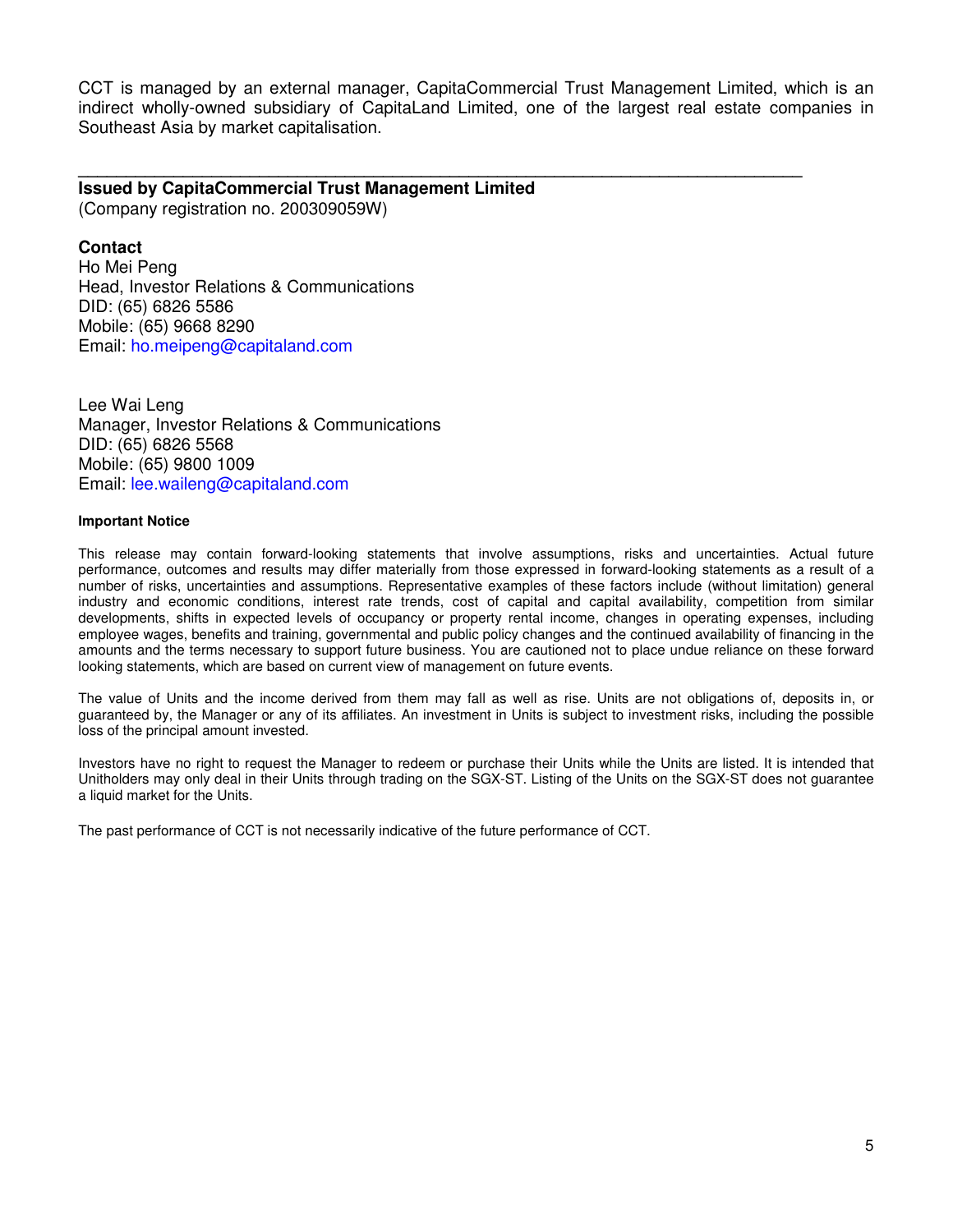CCT is managed by an external manager, CapitaCommercial Trust Management Limited, which is an indirect wholly-owned subsidiary of CapitaLand Limited, one of the largest real estate companies in Southeast Asia by market capitalisation.

---

**Issued by CapitaCommercial Trust Management Limited**
(Company registration no. 200309059W)

**Contact**
Ho Mei Peng
Head, Investor Relations & Communications
DID: (65) 6826 5586
Mobile: (65) 9668 8290
Email: ho.meipeng@capitaland.com

Lee Wai Leng
Manager, Investor Relations & Communications
DID: (65) 6826 5568
Mobile: (65) 9800 1009
Email: lee.waileng@capitaland.com

**Important Notice**

This release may contain forward-looking statements that involve assumptions, risks and uncertainties. Actual future performance, outcomes and results may differ materially from those expressed in forward-looking statements as a result of a number of risks, uncertainties and assumptions. Representative examples of these factors include (without limitation) general industry and economic conditions, interest rate trends, cost of capital and capital availability, competition from similar developments, shifts in expected levels of occupancy or property rental income, changes in operating expenses, including employee wages, benefits and training, governmental and public policy changes and the continued availability of financing in the amounts and the terms necessary to support future business. You are cautioned not to place undue reliance on these forward looking statements, which are based on current view of management on future events.

The value of Units and the income derived from them may fall as well as rise. Units are not obligations of, deposits in, or guaranteed by, the Manager or any of its affiliates. An investment in Units is subject to investment risks, including the possible loss of the principal amount invested.

Investors have no right to request the Manager to redeem or purchase their Units while the Units are listed. It is intended that Unitholders may only deal in their Units through trading on the SGX-ST. Listing of the Units on the SGX-ST does not guarantee a liquid market for the Units.

The past performance of CCT is not necessarily indicative of the future performance of CCT.